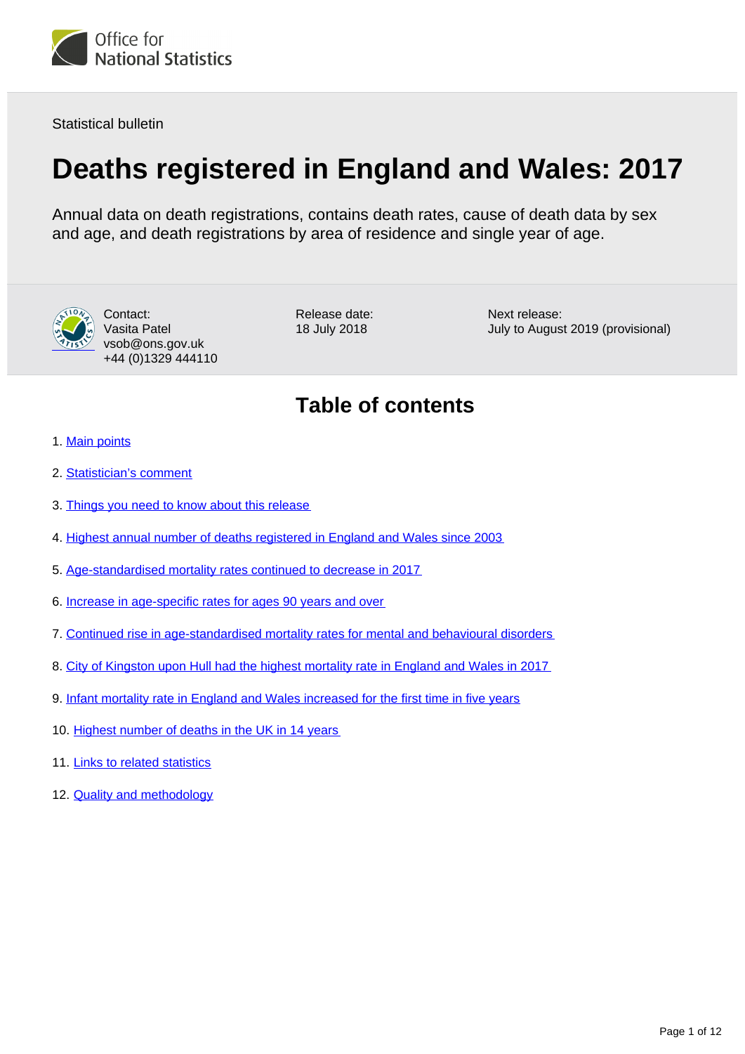Office for National Statistics

Statistical bulletin

# Deaths registered in England and Wales: 2017

Annual data on death registrations, contains death rates, cause of death data by sex and age, and death registrations by area of residence and single year of age.

Contact:
Vasita Patel
vsob@ons.gov.uk
+44 (0)1329 444110

Release date:
18 July 2018

Next release:
July to August 2019 (provisional)

## Table of contents

1. Main points
2. Statistician's comment
3. Things you need to know about this release
4. Highest annual number of deaths registered in England and Wales since 2003
5. Age-standardised mortality rates continued to decrease in 2017
6. Increase in age-specific rates for ages 90 years and over
7. Continued rise in age-standardised mortality rates for mental and behavioural disorders
8. City of Kingston upon Hull had the highest mortality rate in England and Wales in 2017
9. Infant mortality rate in England and Wales increased for the first time in five years
10. Highest number of deaths in the UK in 14 years
11. Links to related statistics
12. Quality and methodology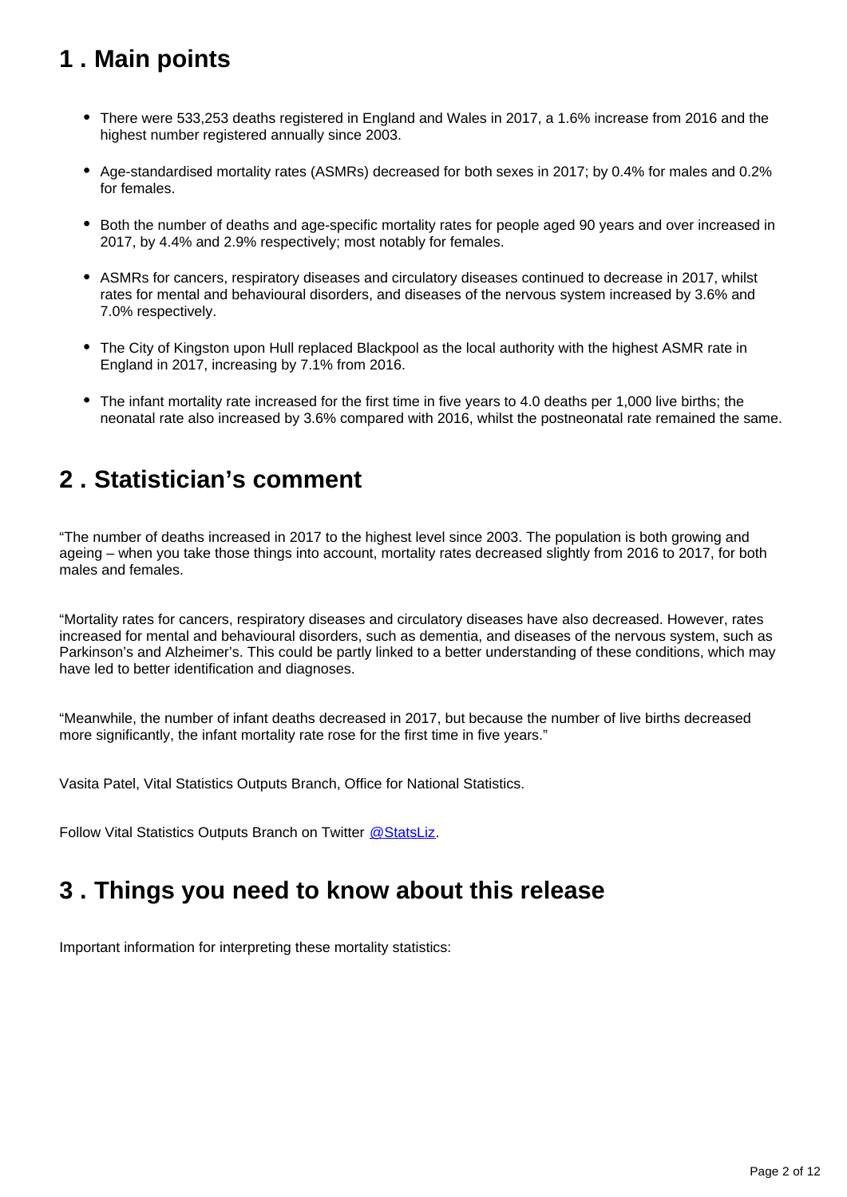## 1 . Main points

- There were 533,253 deaths registered in England and Wales in 2017, a 1.6% increase from 2016 and the highest number registered annually since 2003.
- Age-standardised mortality rates (ASMRs) decreased for both sexes in 2017; by 0.4% for males and 0.2% for females.
- Both the number of deaths and age-specific mortality rates for people aged 90 years and over increased in 2017, by 4.4% and 2.9% respectively; most notably for females.
- ASMRs for cancers, respiratory diseases and circulatory diseases continued to decrease in 2017, whilst rates for mental and behavioural disorders, and diseases of the nervous system increased by 3.6% and 7.0% respectively.
- The City of Kingston upon Hull replaced Blackpool as the local authority with the highest ASMR rate in England in 2017, increasing by 7.1% from 2016.
- The infant mortality rate increased for the first time in five years to 4.0 deaths per 1,000 live births; the neonatal rate also increased by 3.6% compared with 2016, whilst the postneonatal rate remained the same.

## 2 . Statistician's comment

"The number of deaths increased in 2017 to the highest level since 2003. The population is both growing and ageing – when you take those things into account, mortality rates decreased slightly from 2016 to 2017, for both males and females.

"Mortality rates for cancers, respiratory diseases and circulatory diseases have also decreased. However, rates increased for mental and behavioural disorders, such as dementia, and diseases of the nervous system, such as Parkinson's and Alzheimer's. This could be partly linked to a better understanding of these conditions, which may have led to better identification and diagnoses.

"Meanwhile, the number of infant deaths decreased in 2017, but because the number of live births decreased more significantly, the infant mortality rate rose for the first time in five years."

Vasita Patel, Vital Statistics Outputs Branch, Office for National Statistics.

Follow Vital Statistics Outputs Branch on Twitter @StatsLiz.

## 3 . Things you need to know about this release

Important information for interpreting these mortality statistics: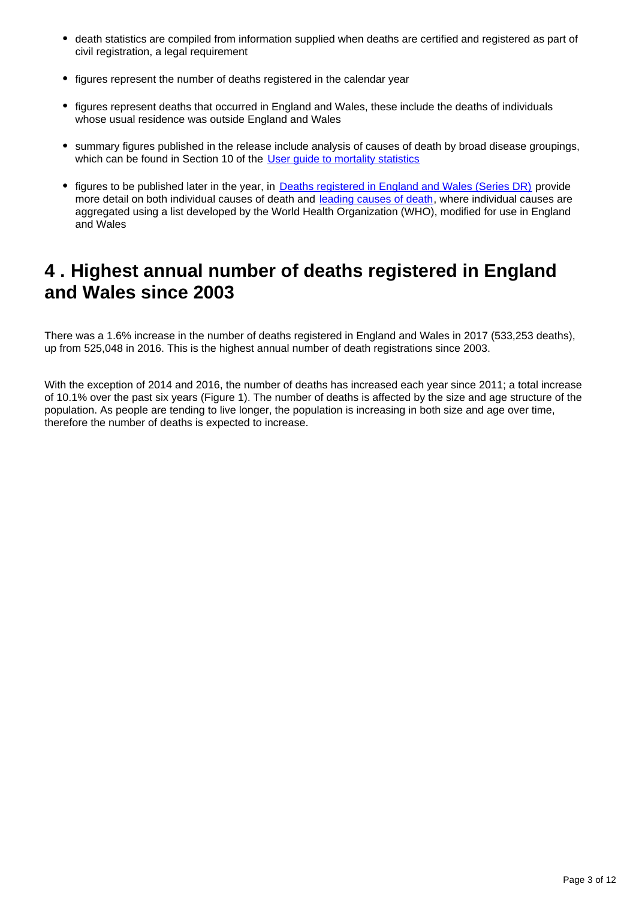- death statistics are compiled from information supplied when deaths are certified and registered as part of civil registration, a legal requirement
- figures represent the number of deaths registered in the calendar year
- figures represent deaths that occurred in England and Wales, these include the deaths of individuals whose usual residence was outside England and Wales
- summary figures published in the release include analysis of causes of death by broad disease groupings, which can be found in Section 10 of the User guide to mortality statistics
- figures to be published later in the year, in Deaths registered in England and Wales (Series DR) provide more detail on both individual causes of death and leading causes of death, where individual causes are aggregated using a list developed by the World Health Organization (WHO), modified for use in England and Wales

## 4 . Highest annual number of deaths registered in England and Wales since 2003

There was a 1.6% increase in the number of deaths registered in England and Wales in 2017 (533,253 deaths), up from 525,048 in 2016. This is the highest annual number of death registrations since 2003.

With the exception of 2014 and 2016, the number of deaths has increased each year since 2011; a total increase of 10.1% over the past six years (Figure 1). The number of deaths is affected by the size and age structure of the population. As people are tending to live longer, the population is increasing in both size and age over time, therefore the number of deaths is expected to increase.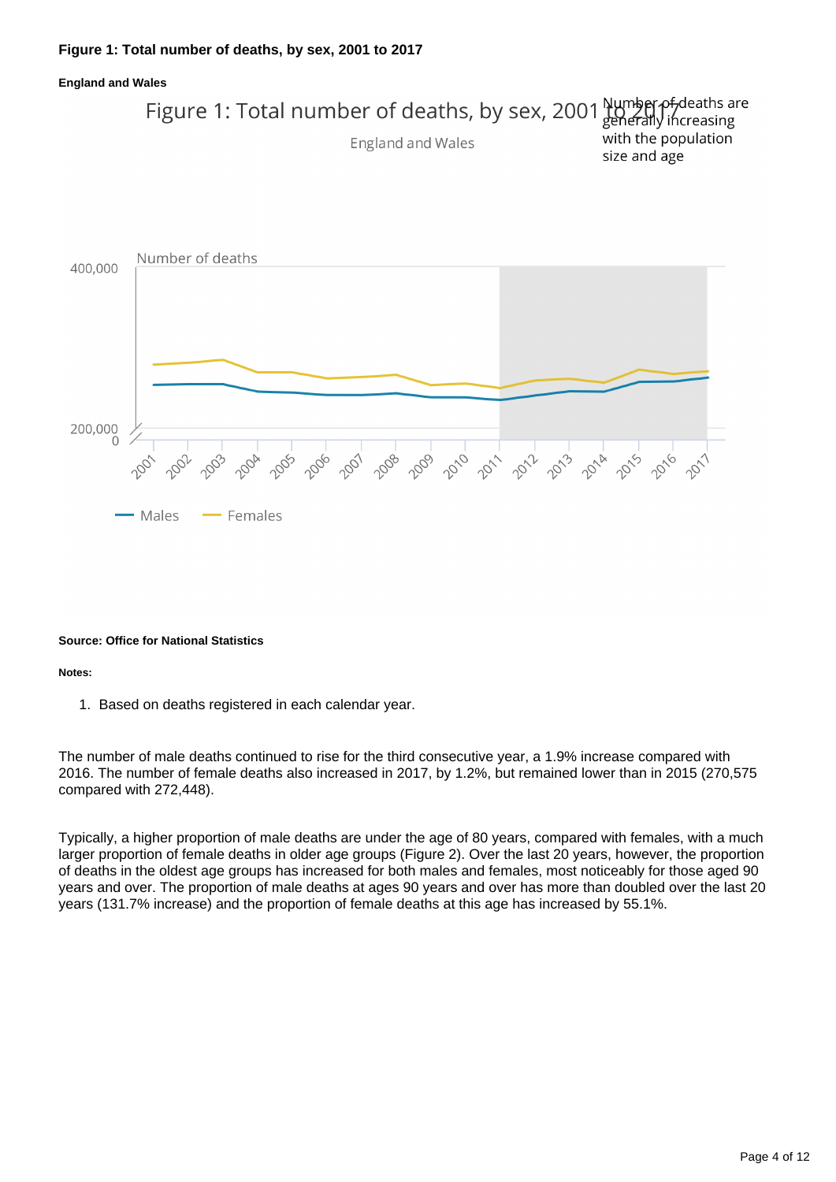### Figure 1: Total number of deaths, by sex, 2001 to 2017

#### England and Wales

**Source: Office for National Statistics**

**Notes:**

1. Based on deaths registered in each calendar year.

The number of male deaths continued to rise for the third consecutive year, a 1.9% increase compared with 2016. The number of female deaths also increased in 2017, by 1.2%, but remained lower than in 2015 (270,575 compared with 272,448).

Typically, a higher proportion of male deaths are under the age of 80 years, compared with females, with a much larger proportion of female deaths in older age groups (Figure 2). Over the last 20 years, however, the proportion of deaths in the oldest age groups has increased for both males and females, most noticeably for those aged 90 years and over. The proportion of male deaths at ages 90 years and over has more than doubled over the last 20 years (131.7% increase) and the proportion of female deaths at this age has increased by 55.1%.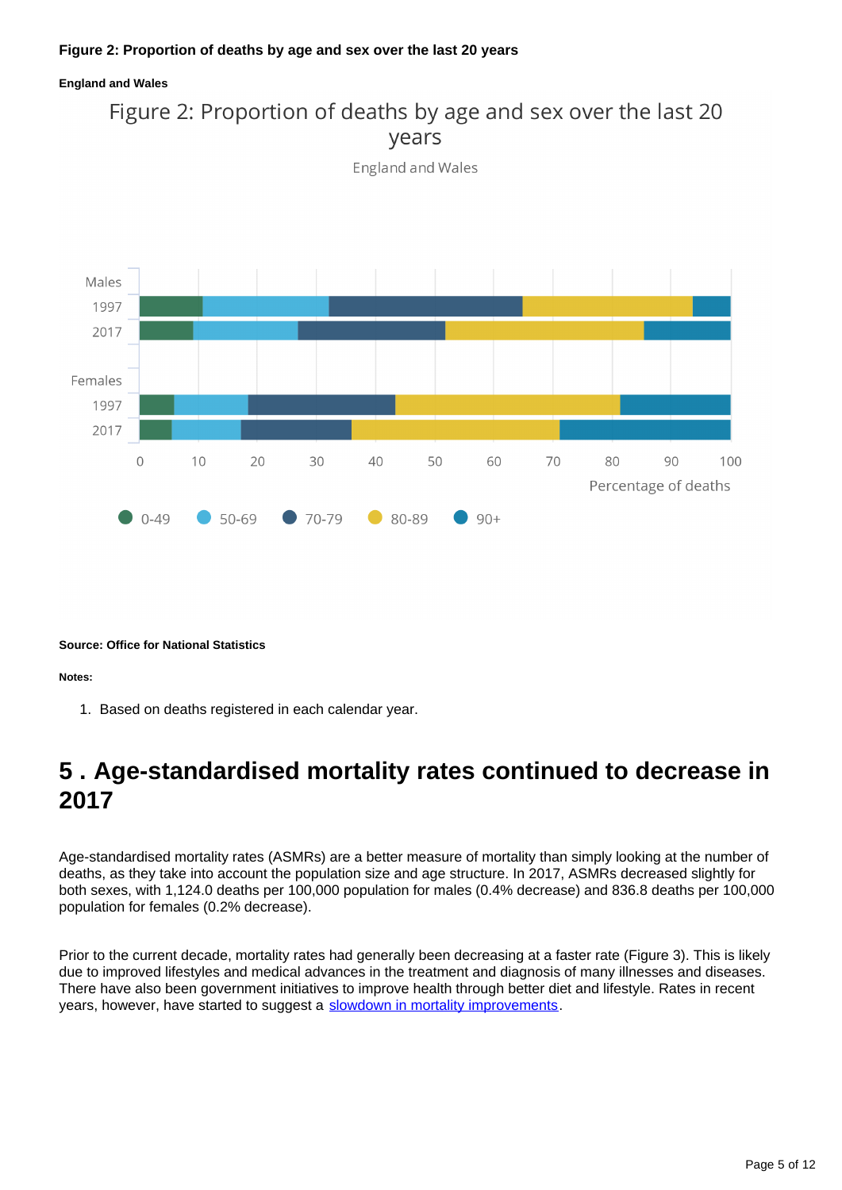**Figure 2: Proportion of deaths by age and sex over the last 20 years**

**England and Wales**

Figure 2: Proportion of deaths by age and sex over the last 20 years

England and Wales

Males
1997
2017

Females
1997
2017

0 10 20 30 40 50 60 70 80 90 100

Percentage of deaths

0-49 50-69 70-79 80-89 90+

**Source: Office for National Statistics**

**Notes:**

1. Based on deaths registered in each calendar year.

## 5 . Age-standardised mortality rates continued to decrease in 2017

Age-standardised mortality rates (ASMRs) are a better measure of mortality than simply looking at the number of deaths, as they take into account the population size and age structure. In 2017, ASMRs decreased slightly for both sexes, with 1,124.0 deaths per 100,000 population for males (0.4% decrease) and 836.8 deaths per 100,000 population for females (0.2% decrease).

Prior to the current decade, mortality rates had generally been decreasing at a faster rate (Figure 3). This is likely due to improved lifestyles and medical advances in the treatment and diagnosis of many illnesses and diseases. There have also been government initiatives to improve health through better diet and lifestyle. Rates in recent years, however, have started to suggest a slowdown in mortality improvements.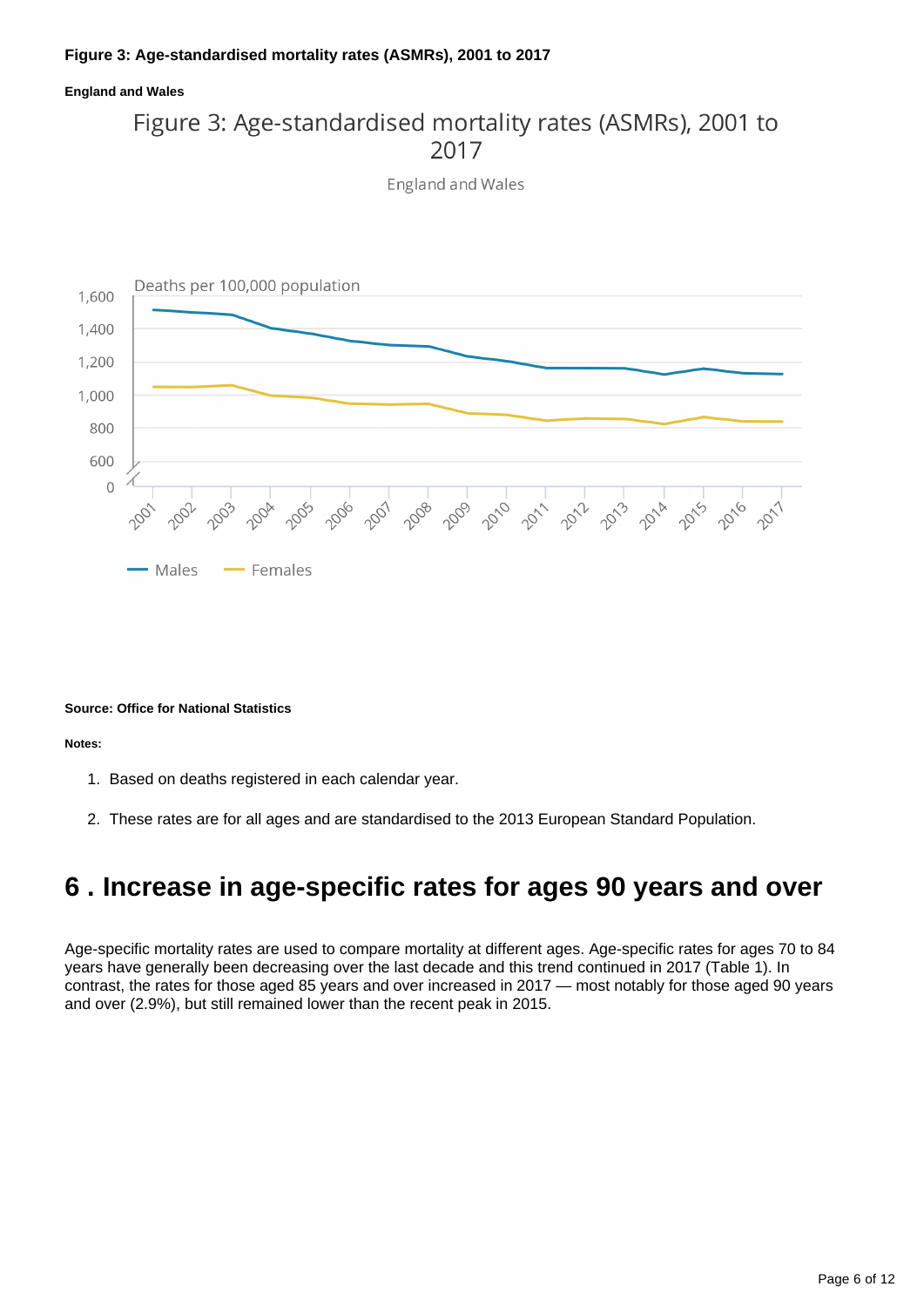**Figure 3: Age-standardised mortality rates (ASMRs), 2001 to 2017**

**England and Wales**

Figure 3: Age-standardised mortality rates (ASMRs), 2001 to 2017

England and Wales

Deaths per 100,000 population

Males  Females

**Source: Office for National Statistics**

**Notes:**

1. Based on deaths registered in each calendar year.
2. These rates are for all ages and are standardised to the 2013 European Standard Population.

# 6 . Increase in age-specific rates for ages 90 years and over

Age-specific mortality rates are used to compare mortality at different ages. Age-specific rates for ages 70 to 84 years have generally been decreasing over the last decade and this trend continued in 2017 (Table 1). In contrast, the rates for those aged 85 years and over increased in 2017 — most notably for those aged 90 years and over (2.9%), but still remained lower than the recent peak in 2015.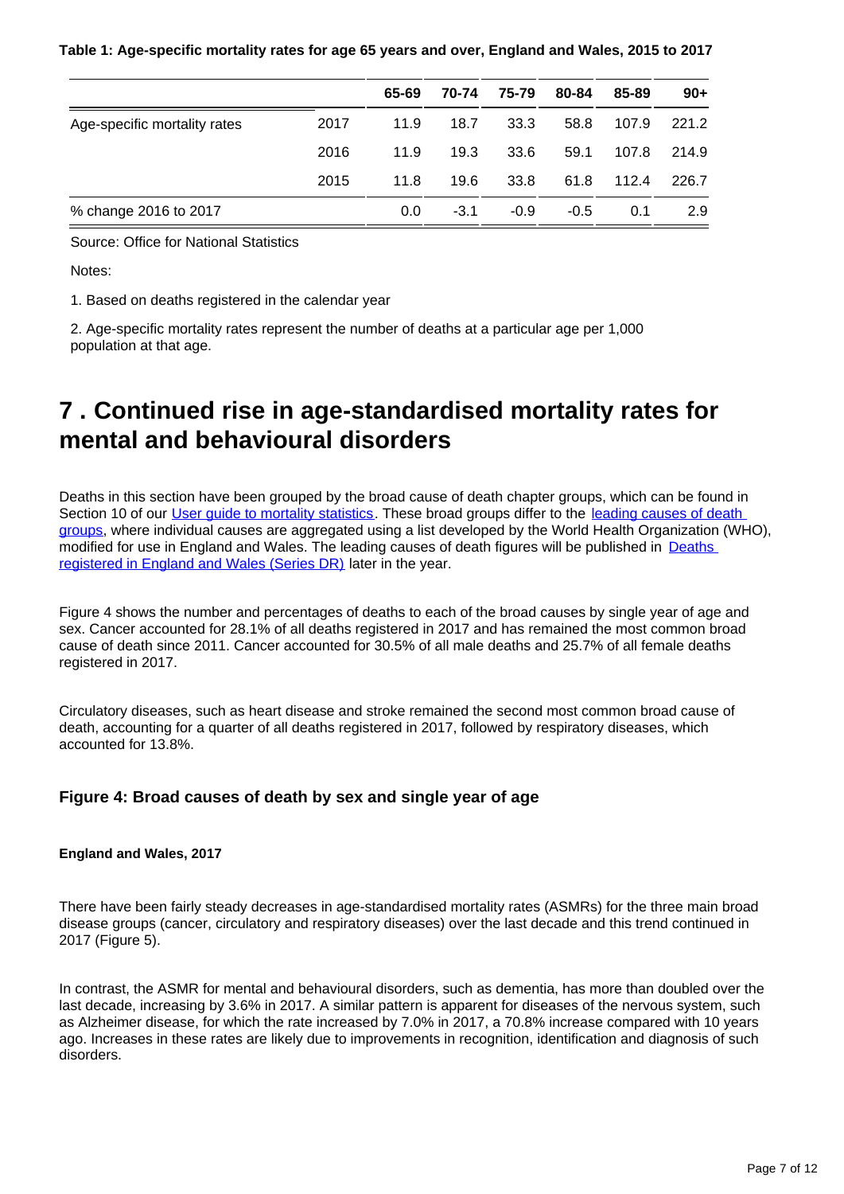**Table 1: Age-specific mortality rates for age 65 years and over, England and Wales, 2015 to 2017**

| | | 65-69 | 70-74 | 75-79 | 80-84 | 85-89 | 90+ |
|---|---|---|---|---|---|---|---|
| Age-specific mortality rates | 2017 | 11.9 | 18.7 | 33.3 | 58.8 | 107.9 | 221.2 |
| | 2016 | 11.9 | 19.3 | 33.6 | 59.1 | 107.8 | 214.9 |
| | 2015 | 11.8 | 19.6 | 33.8 | 61.8 | 112.4 | 226.7 |
| % change 2016 to 2017 | | 0.0 | -3.1 | -0.9 | -0.5 | 0.1 | 2.9 |

Source: Office for National Statistics

Notes:

1. Based on deaths registered in the calendar year

2. Age-specific mortality rates represent the number of deaths at a particular age per 1,000 population at that age.

# 7 . Continued rise in age-standardised mortality rates for mental and behavioural disorders

Deaths in this section have been grouped by the broad cause of death chapter groups, which can be found in Section 10 of our User guide to mortality statistics. These broad groups differ to the leading causes of death groups, where individual causes are aggregated using a list developed by the World Health Organization (WHO), modified for use in England and Wales. The leading causes of death figures will be published in Deaths registered in England and Wales (Series DR) later in the year.

Figure 4 shows the number and percentages of deaths to each of the broad causes by single year of age and sex. Cancer accounted for 28.1% of all deaths registered in 2017 and has remained the most common broad cause of death since 2011. Cancer accounted for 30.5% of all male deaths and 25.7% of all female deaths registered in 2017.

Circulatory diseases, such as heart disease and stroke remained the second most common broad cause of death, accounting for a quarter of all deaths registered in 2017, followed by respiratory diseases, which accounted for 13.8%.

### Figure 4: Broad causes of death by sex and single year of age

**England and Wales, 2017**

There have been fairly steady decreases in age-standardised mortality rates (ASMRs) for the three main broad disease groups (cancer, circulatory and respiratory diseases) over the last decade and this trend continued in 2017 (Figure 5).

In contrast, the ASMR for mental and behavioural disorders, such as dementia, has more than doubled over the last decade, increasing by 3.6% in 2017. A similar pattern is apparent for diseases of the nervous system, such as Alzheimer disease, for which the rate increased by 7.0% in 2017, a 70.8% increase compared with 10 years ago. Increases in these rates are likely due to improvements in recognition, identification and diagnosis of such disorders.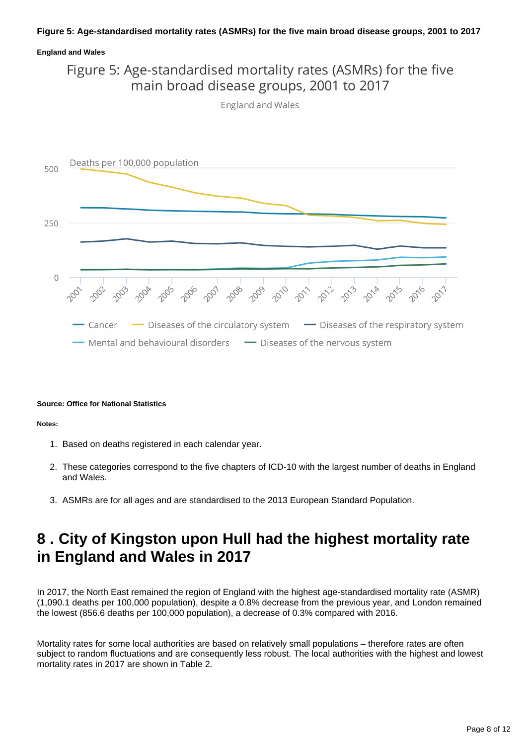**Figure 5: Age-standardised mortality rates (ASMRs) for the five main broad disease groups, 2001 to 2017**

**England and Wales**

**Source: Office for National Statistics**

**Notes:**

1. Based on deaths registered in each calendar year.
2. These categories correspond to the five chapters of ICD-10 with the largest number of deaths in England and Wales.
3. ASMRs are for all ages and are standardised to the 2013 European Standard Population.

# 8 . City of Kingston upon Hull had the highest mortality rate in England and Wales in 2017

In 2017, the North East remained the region of England with the highest age-standardised mortality rate (ASMR) (1,090.1 deaths per 100,000 population), despite a 0.8% decrease from the previous year, and London remained the lowest (856.6 deaths per 100,000 population), a decrease of 0.3% compared with 2016.

Mortality rates for some local authorities are based on relatively small populations – therefore rates are often subject to random fluctuations and are consequently less robust. The local authorities with the highest and lowest mortality rates in 2017 are shown in Table 2.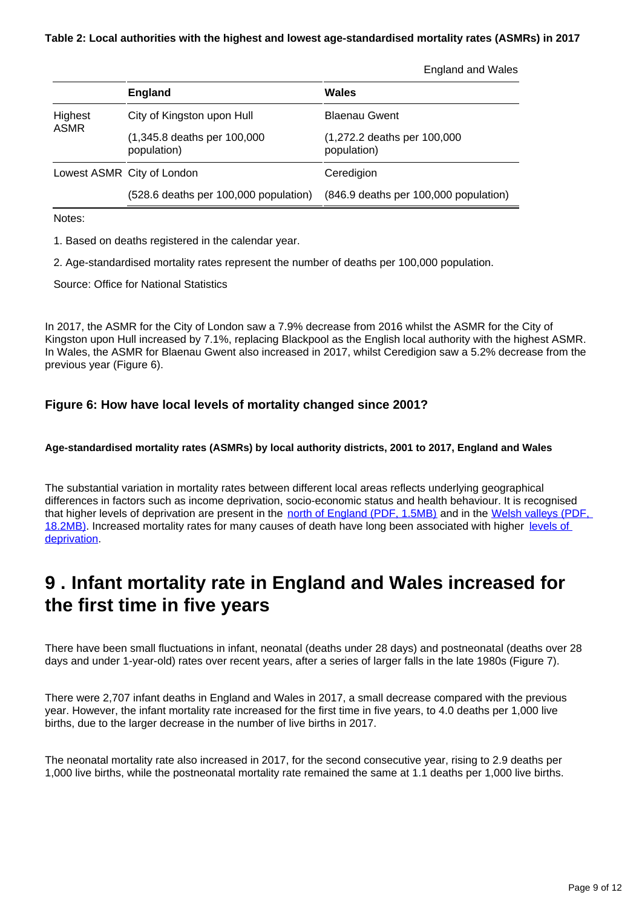**Table 2: Local authorities with the highest and lowest age-standardised mortality rates (ASMRs) in 2017**

England and Wales

| | England | Wales |
|---|---|---|
| Highest ASMR | City of Kingston upon Hull | Blaenau Gwent |
| | (1,345.8 deaths per 100,000 population) | (1,272.2 deaths per 100,000 population) |
| Lowest ASMR | City of London | Ceredigion |
| | (528.6 deaths per 100,000 population) | (846.9 deaths per 100,000 population) |

Notes:

1. Based on deaths registered in the calendar year.

2. Age-standardised mortality rates represent the number of deaths per 100,000 population.

Source: Office for National Statistics

In 2017, the ASMR for the City of London saw a 7.9% decrease from 2016 whilst the ASMR for the City of Kingston upon Hull increased by 7.1%, replacing Blackpool as the English local authority with the highest ASMR. In Wales, the ASMR for Blaenau Gwent also increased in 2017, whilst Ceredigion saw a 5.2% decrease from the previous year (Figure 6).

### Figure 6: How have local levels of mortality changed since 2001?

#### Age-standardised mortality rates (ASMRs) by local authority districts, 2001 to 2017, England and Wales

The substantial variation in mortality rates between different local areas reflects underlying geographical differences in factors such as income deprivation, socio-economic status and health behaviour. It is recognised that higher levels of deprivation are present in the north of England (PDF, 1.5MB) and in the Welsh valleys (PDF, 18.2MB). Increased mortality rates for many causes of death have long been associated with higher levels of deprivation.

# 9 . Infant mortality rate in England and Wales increased for the first time in five years

There have been small fluctuations in infant, neonatal (deaths under 28 days) and postneonatal (deaths over 28 days and under 1-year-old) rates over recent years, after a series of larger falls in the late 1980s (Figure 7).

There were 2,707 infant deaths in England and Wales in 2017, a small decrease compared with the previous year. However, the infant mortality rate increased for the first time in five years, to 4.0 deaths per 1,000 live births, due to the larger decrease in the number of live births in 2017.

The neonatal mortality rate also increased in 2017, for the second consecutive year, rising to 2.9 deaths per 1,000 live births, while the postneonatal mortality rate remained the same at 1.1 deaths per 1,000 live births.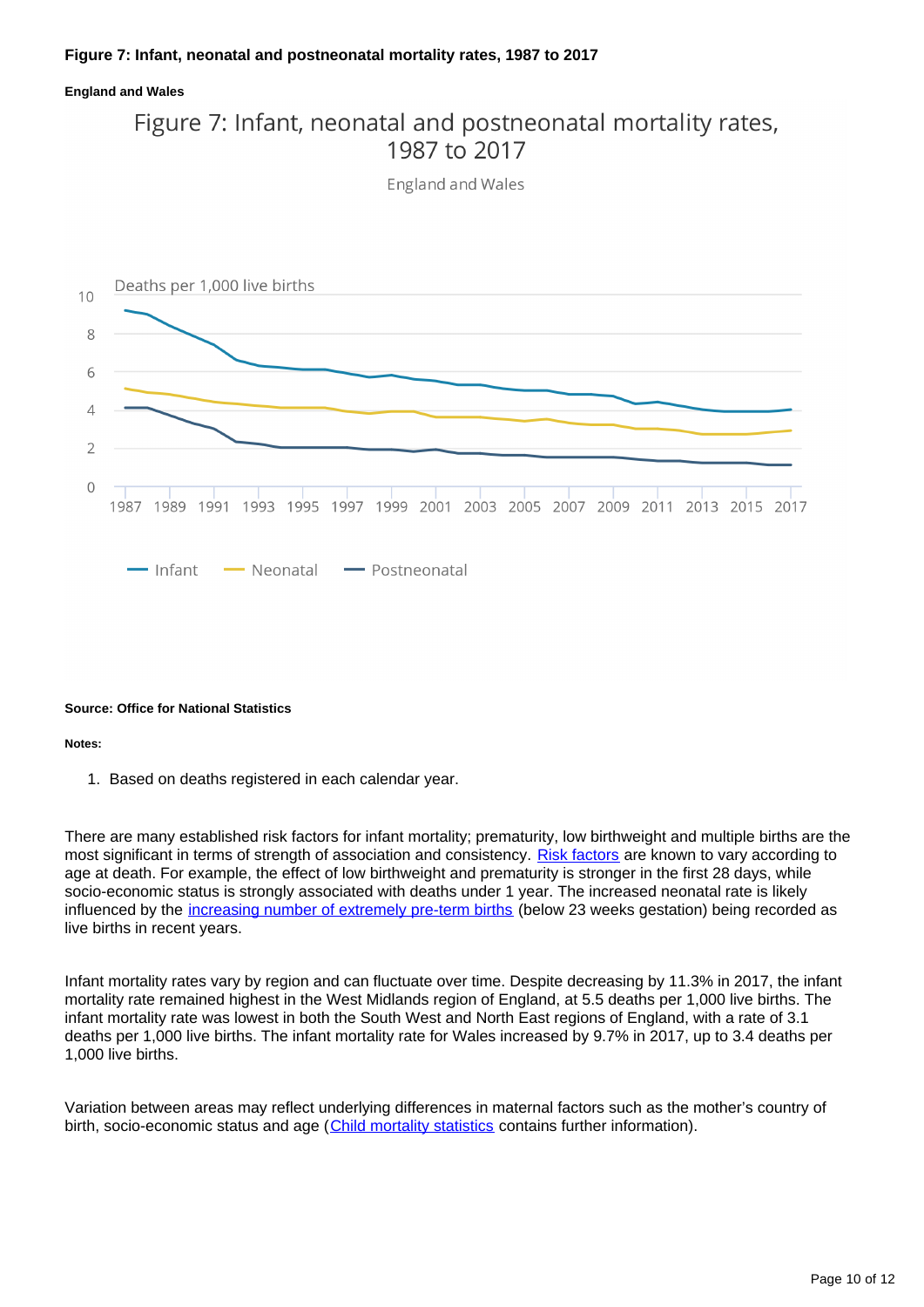**Figure 7: Infant, neonatal and postneonatal mortality rates, 1987 to 2017**

**England and Wales**

**Source: Office for National Statistics**

**Notes:**

1. Based on deaths registered in each calendar year.

There are many established risk factors for infant mortality; prematurity, low birthweight and multiple births are the most significant in terms of strength of association and consistency. Risk factors are known to vary according to age at death. For example, the effect of low birthweight and prematurity is stronger in the first 28 days, while socio-economic status is strongly associated with deaths under 1 year. The increased neonatal rate is likely influenced by the increasing number of extremely pre-term births (below 23 weeks gestation) being recorded as live births in recent years.

Infant mortality rates vary by region and can fluctuate over time. Despite decreasing by 11.3% in 2017, the infant mortality rate remained highest in the West Midlands region of England, at 5.5 deaths per 1,000 live births. The infant mortality rate was lowest in both the South West and North East regions of England, with a rate of 3.1 deaths per 1,000 live births. The infant mortality rate for Wales increased by 9.7% in 2017, up to 3.4 deaths per 1,000 live births.

Variation between areas may reflect underlying differences in maternal factors such as the mother's country of birth, socio-economic status and age (Child mortality statistics contains further information).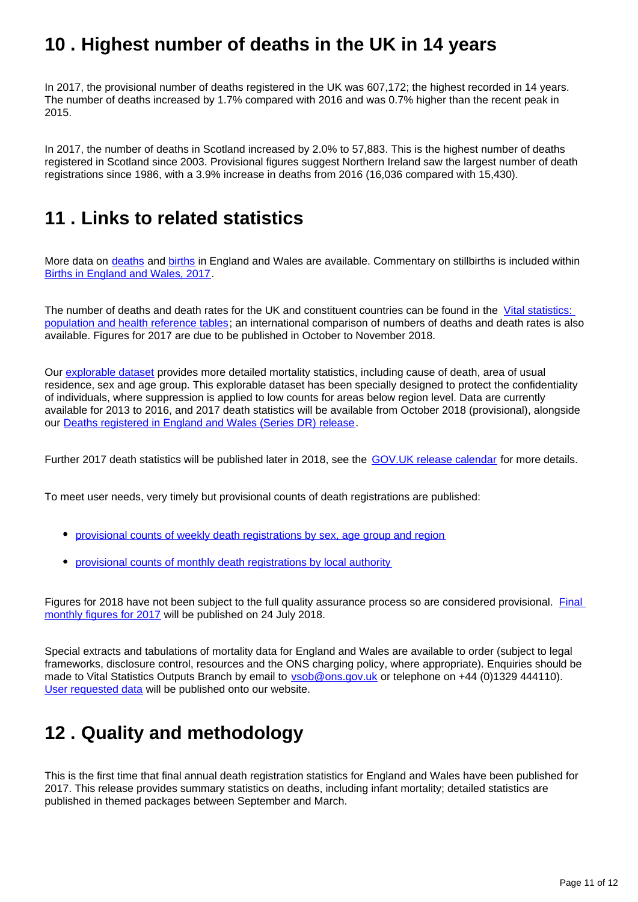## 10 . Highest number of deaths in the UK in 14 years

In 2017, the provisional number of deaths registered in the UK was 607,172; the highest recorded in 14 years. The number of deaths increased by 1.7% compared with 2016 and was 0.7% higher than the recent peak in 2015.

In 2017, the number of deaths in Scotland increased by 2.0% to 57,883. This is the highest number of deaths registered in Scotland since 2003. Provisional figures suggest Northern Ireland saw the largest number of death registrations since 1986, with a 3.9% increase in deaths from 2016 (16,036 compared with 15,430).

## 11 . Links to related statistics

More data on deaths and births in England and Wales are available. Commentary on stillbirths is included within Births in England and Wales, 2017.

The number of deaths and death rates for the UK and constituent countries can be found in the Vital statistics: population and health reference tables; an international comparison of numbers of deaths and death rates is also available. Figures for 2017 are due to be published in October to November 2018.

Our explorable dataset provides more detailed mortality statistics, including cause of death, area of usual residence, sex and age group. This explorable dataset has been specially designed to protect the confidentiality of individuals, where suppression is applied to low counts for areas below region level. Data are currently available for 2013 to 2016, and 2017 death statistics will be available from October 2018 (provisional), alongside our Deaths registered in England and Wales (Series DR) release.

Further 2017 death statistics will be published later in 2018, see the GOV.UK release calendar for more details.

To meet user needs, very timely but provisional counts of death registrations are published:

- provisional counts of weekly death registrations by sex, age group and region
- provisional counts of monthly death registrations by local authority

Figures for 2018 have not been subject to the full quality assurance process so are considered provisional. Final monthly figures for 2017 will be published on 24 July 2018.

Special extracts and tabulations of mortality data for England and Wales are available to order (subject to legal frameworks, disclosure control, resources and the ONS charging policy, where appropriate). Enquiries should be made to Vital Statistics Outputs Branch by email to vsob@ons.gov.uk or telephone on +44 (0)1329 444110). User requested data will be published onto our website.

## 12 . Quality and methodology

This is the first time that final annual death registration statistics for England and Wales have been published for 2017. This release provides summary statistics on deaths, including infant mortality; detailed statistics are published in themed packages between September and March.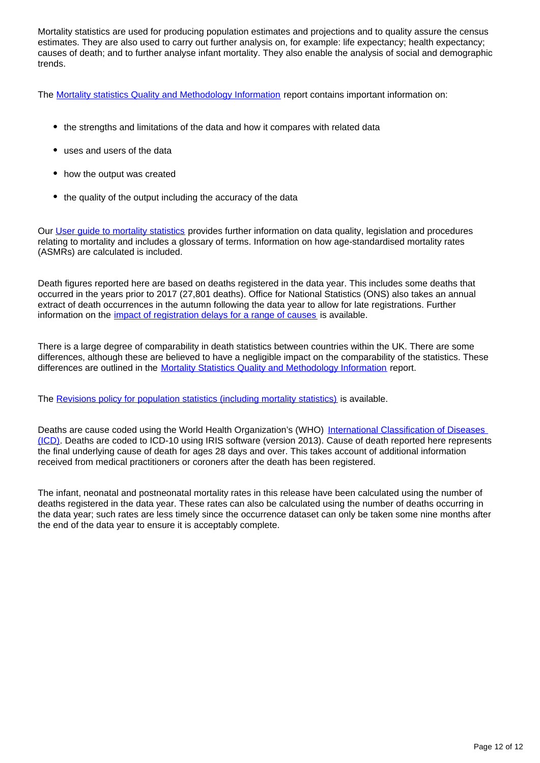Mortality statistics are used for producing population estimates and projections and to quality assure the census estimates. They are also used to carry out further analysis on, for example: life expectancy; health expectancy; causes of death; and to further analyse infant mortality. They also enable the analysis of social and demographic trends.

The Mortality statistics Quality and Methodology Information report contains important information on:

- the strengths and limitations of the data and how it compares with related data
- uses and users of the data
- how the output was created
- the quality of the output including the accuracy of the data

Our User guide to mortality statistics provides further information on data quality, legislation and procedures relating to mortality and includes a glossary of terms. Information on how age-standardised mortality rates (ASMRs) are calculated is included.

Death figures reported here are based on deaths registered in the data year. This includes some deaths that occurred in the years prior to 2017 (27,801 deaths). Office for National Statistics (ONS) also takes an annual extract of death occurrences in the autumn following the data year to allow for late registrations. Further information on the impact of registration delays for a range of causes is available.

There is a large degree of comparability in death statistics between countries within the UK. There are some differences, although these are believed to have a negligible impact on the comparability of the statistics. These differences are outlined in the Mortality Statistics Quality and Methodology Information report.

The Revisions policy for population statistics (including mortality statistics) is available.

Deaths are cause coded using the World Health Organization's (WHO) International Classification of Diseases (ICD). Deaths are coded to ICD-10 using IRIS software (version 2013). Cause of death reported here represents the final underlying cause of death for ages 28 days and over. This takes account of additional information received from medical practitioners or coroners after the death has been registered.

The infant, neonatal and postneonatal mortality rates in this release have been calculated using the number of deaths registered in the data year. These rates can also be calculated using the number of deaths occurring in the data year; such rates are less timely since the occurrence dataset can only be taken some nine months after the end of the data year to ensure it is acceptably complete.